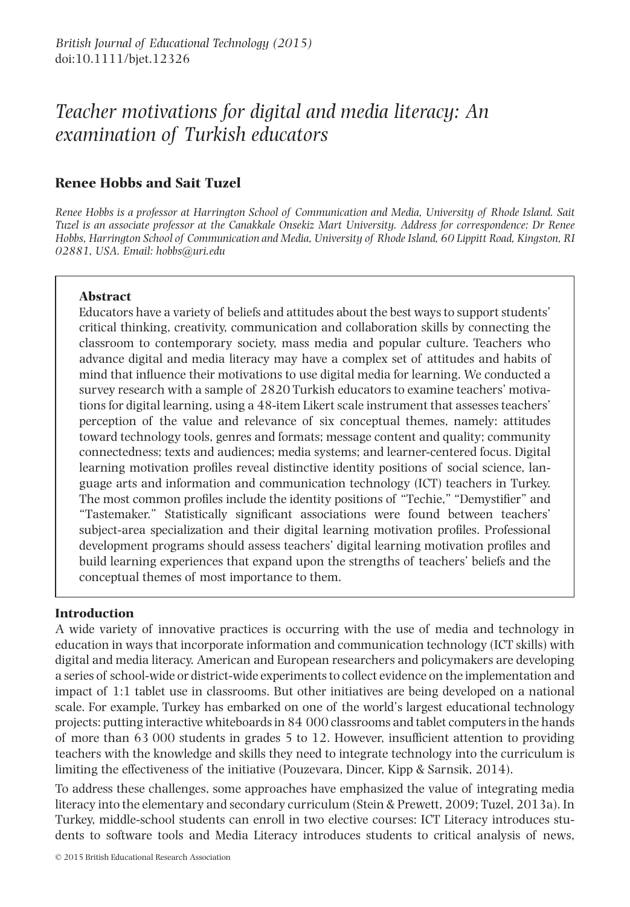British Journal of Educational Technology (2015)
doi:10.1111/bjet.12326

# Teacher motivations for digital and media literacy: An examination of Turkish educators

**Renee Hobbs and Sait Tuzel**

*Renee Hobbs is a professor at Harrington School of Communication and Media, University of Rhode Island. Sait Tuzel is an associate professor at the Canakkale Onsekiz Mart University. Address for correspondence: Dr Renee Hobbs, Harrington School of Communication and Media, University of Rhode Island, 60 Lippitt Road, Kingston, RI 02881, USA. Email: hobbs@uri.edu*

### Abstract

Educators have a variety of beliefs and attitudes about the best ways to support students' critical thinking, creativity, communication and collaboration skills by connecting the classroom to contemporary society, mass media and popular culture. Teachers who advance digital and media literacy may have a complex set of attitudes and habits of mind that influence their motivations to use digital media for learning. We conducted a survey research with a sample of 2820 Turkish educators to examine teachers' motivations for digital learning, using a 48-item Likert scale instrument that assesses teachers' perception of the value and relevance of six conceptual themes, namely: attitudes toward technology tools, genres and formats; message content and quality; community connectedness; texts and audiences; media systems; and learner-centered focus. Digital learning motivation profiles reveal distinctive identity positions of social science, language arts and information and communication technology (ICT) teachers in Turkey. The most common profiles include the identity positions of "Techie," "Demystifier" and "Tastemaker." Statistically significant associations were found between teachers' subject-area specialization and their digital learning motivation profiles. Professional development programs should assess teachers' digital learning motivation profiles and build learning experiences that expand upon the strengths of teachers' beliefs and the conceptual themes of most importance to them.

## Introduction

A wide variety of innovative practices is occurring with the use of media and technology in education in ways that incorporate information and communication technology (ICT skills) with digital and media literacy. American and European researchers and policymakers are developing a series of school-wide or district-wide experiments to collect evidence on the implementation and impact of 1:1 tablet use in classrooms. But other initiatives are being developed on a national scale. For example, Turkey has embarked on one of the world's largest educational technology projects: putting interactive whiteboards in 84 000 classrooms and tablet computers in the hands of more than 63 000 students in grades 5 to 12. However, insufficient attention to providing teachers with the knowledge and skills they need to integrate technology into the curriculum is limiting the effectiveness of the initiative (Pouzevara, Dincer, Kipp & Sarnsik, 2014).

To address these challenges, some approaches have emphasized the value of integrating media literacy into the elementary and secondary curriculum (Stein & Prewett, 2009; Tuzel, 2013a). In Turkey, middle-school students can enroll in two elective courses: ICT Literacy introduces students to software tools and Media Literacy introduces students to critical analysis of news,

© 2015 British Educational Research Association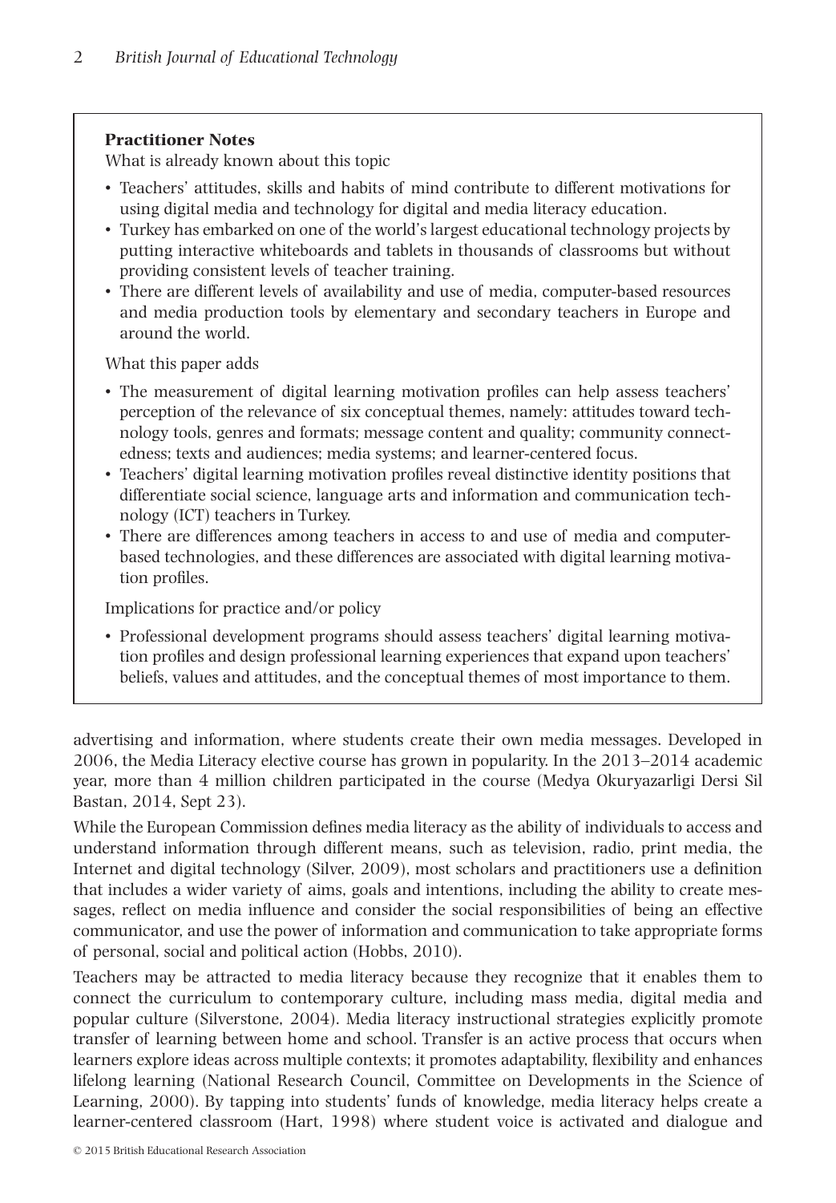**Practitioner Notes**

What is already known about this topic

- Teachers' attitudes, skills and habits of mind contribute to different motivations for using digital media and technology for digital and media literacy education.
- Turkey has embarked on one of the world's largest educational technology projects by putting interactive whiteboards and tablets in thousands of classrooms but without providing consistent levels of teacher training.
- There are different levels of availability and use of media, computer-based resources and media production tools by elementary and secondary teachers in Europe and around the world.

What this paper adds

- The measurement of digital learning motivation profiles can help assess teachers' perception of the relevance of six conceptual themes, namely: attitudes toward technology tools, genres and formats; message content and quality; community connectedness; texts and audiences; media systems; and learner-centered focus.
- Teachers' digital learning motivation profiles reveal distinctive identity positions that differentiate social science, language arts and information and communication technology (ICT) teachers in Turkey.
- There are differences among teachers in access to and use of media and computer-based technologies, and these differences are associated with digital learning motivation profiles.

Implications for practice and/or policy

- Professional development programs should assess teachers' digital learning motivation profiles and design professional learning experiences that expand upon teachers' beliefs, values and attitudes, and the conceptual themes of most importance to them.

advertising and information, where students create their own media messages. Developed in 2006, the Media Literacy elective course has grown in popularity. In the 2013–2014 academic year, more than 4 million children participated in the course (Medya Okuryazarligi Dersi Sil Bastan, 2014, Sept 23).

While the European Commission defines media literacy as the ability of individuals to access and understand information through different means, such as television, radio, print media, the Internet and digital technology (Silver, 2009), most scholars and practitioners use a definition that includes a wider variety of aims, goals and intentions, including the ability to create messages, reflect on media influence and consider the social responsibilities of being an effective communicator, and use the power of information and communication to take appropriate forms of personal, social and political action (Hobbs, 2010).

Teachers may be attracted to media literacy because they recognize that it enables them to connect the curriculum to contemporary culture, including mass media, digital media and popular culture (Silverstone, 2004). Media literacy instructional strategies explicitly promote transfer of learning between home and school. Transfer is an active process that occurs when learners explore ideas across multiple contexts; it promotes adaptability, flexibility and enhances lifelong learning (National Research Council, Committee on Developments in the Science of Learning, 2000). By tapping into students' funds of knowledge, media literacy helps create a learner-centered classroom (Hart, 1998) where student voice is activated and dialogue and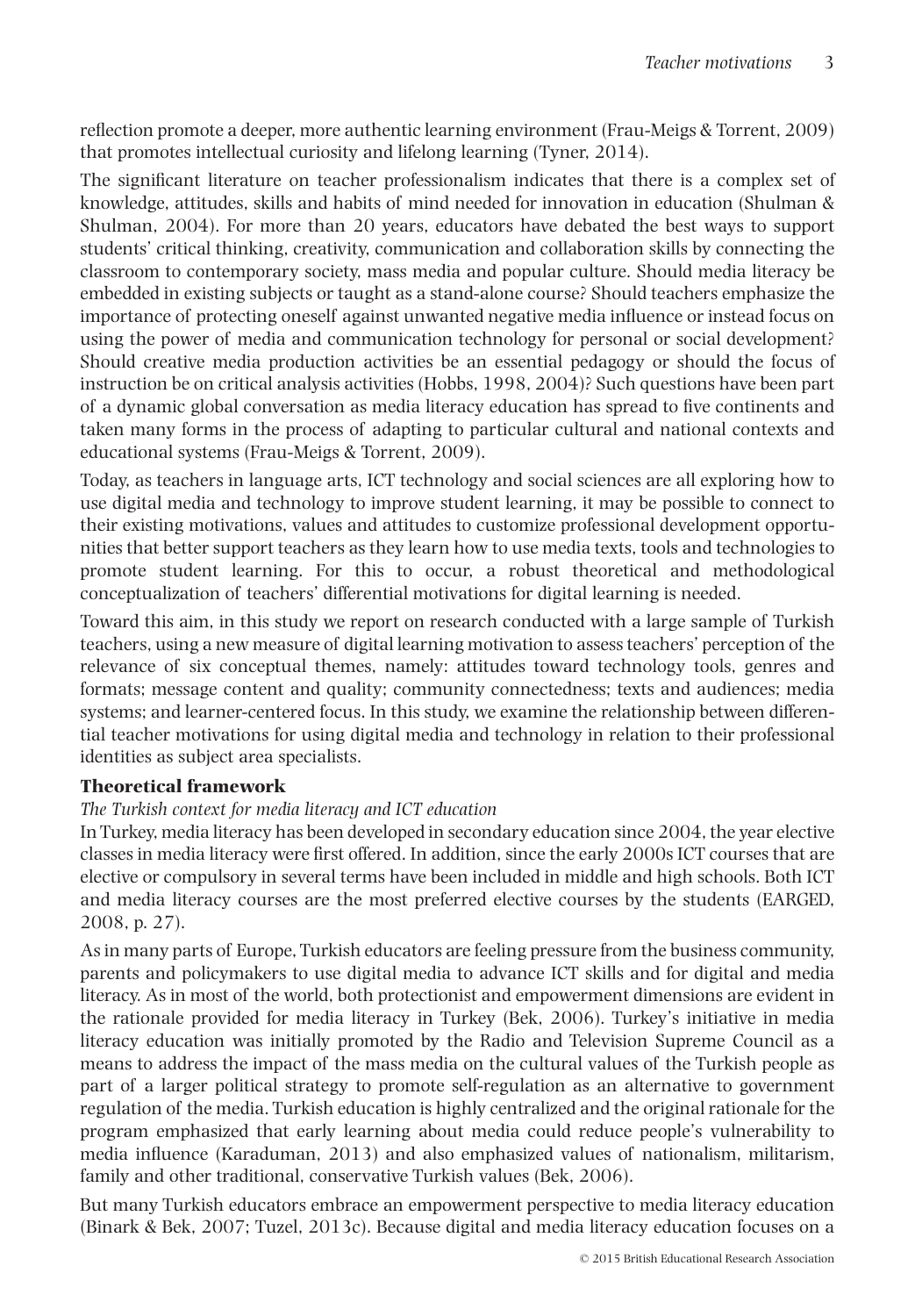reflection promote a deeper, more authentic learning environment (Frau-Meigs & Torrent, 2009) that promotes intellectual curiosity and lifelong learning (Tyner, 2014).

The significant literature on teacher professionalism indicates that there is a complex set of knowledge, attitudes, skills and habits of mind needed for innovation in education (Shulman & Shulman, 2004). For more than 20 years, educators have debated the best ways to support students' critical thinking, creativity, communication and collaboration skills by connecting the classroom to contemporary society, mass media and popular culture. Should media literacy be embedded in existing subjects or taught as a stand-alone course? Should teachers emphasize the importance of protecting oneself against unwanted negative media influence or instead focus on using the power of media and communication technology for personal or social development? Should creative media production activities be an essential pedagogy or should the focus of instruction be on critical analysis activities (Hobbs, 1998, 2004)? Such questions have been part of a dynamic global conversation as media literacy education has spread to five continents and taken many forms in the process of adapting to particular cultural and national contexts and educational systems (Frau-Meigs & Torrent, 2009).

Today, as teachers in language arts, ICT technology and social sciences are all exploring how to use digital media and technology to improve student learning, it may be possible to connect to their existing motivations, values and attitudes to customize professional development opportunities that better support teachers as they learn how to use media texts, tools and technologies to promote student learning. For this to occur, a robust theoretical and methodological conceptualization of teachers' differential motivations for digital learning is needed.

Toward this aim, in this study we report on research conducted with a large sample of Turkish teachers, using a new measure of digital learning motivation to assess teachers' perception of the relevance of six conceptual themes, namely: attitudes toward technology tools, genres and formats; message content and quality; community connectedness; texts and audiences; media systems; and learner-centered focus. In this study, we examine the relationship between differential teacher motivations for using digital media and technology in relation to their professional identities as subject area specialists.

## Theoretical framework

### *The Turkish context for media literacy and ICT education*

In Turkey, media literacy has been developed in secondary education since 2004, the year elective classes in media literacy were first offered. In addition, since the early 2000s ICT courses that are elective or compulsory in several terms have been included in middle and high schools. Both ICT and media literacy courses are the most preferred elective courses by the students (EARGED, 2008, p. 27).

As in many parts of Europe, Turkish educators are feeling pressure from the business community, parents and policymakers to use digital media to advance ICT skills and for digital and media literacy. As in most of the world, both protectionist and empowerment dimensions are evident in the rationale provided for media literacy in Turkey (Bek, 2006). Turkey's initiative in media literacy education was initially promoted by the Radio and Television Supreme Council as a means to address the impact of the mass media on the cultural values of the Turkish people as part of a larger political strategy to promote self-regulation as an alternative to government regulation of the media. Turkish education is highly centralized and the original rationale for the program emphasized that early learning about media could reduce people's vulnerability to media influence (Karaduman, 2013) and also emphasized values of nationalism, militarism, family and other traditional, conservative Turkish values (Bek, 2006).

But many Turkish educators embrace an empowerment perspective to media literacy education (Binark & Bek, 2007; Tuzel, 2013c). Because digital and media literacy education focuses on a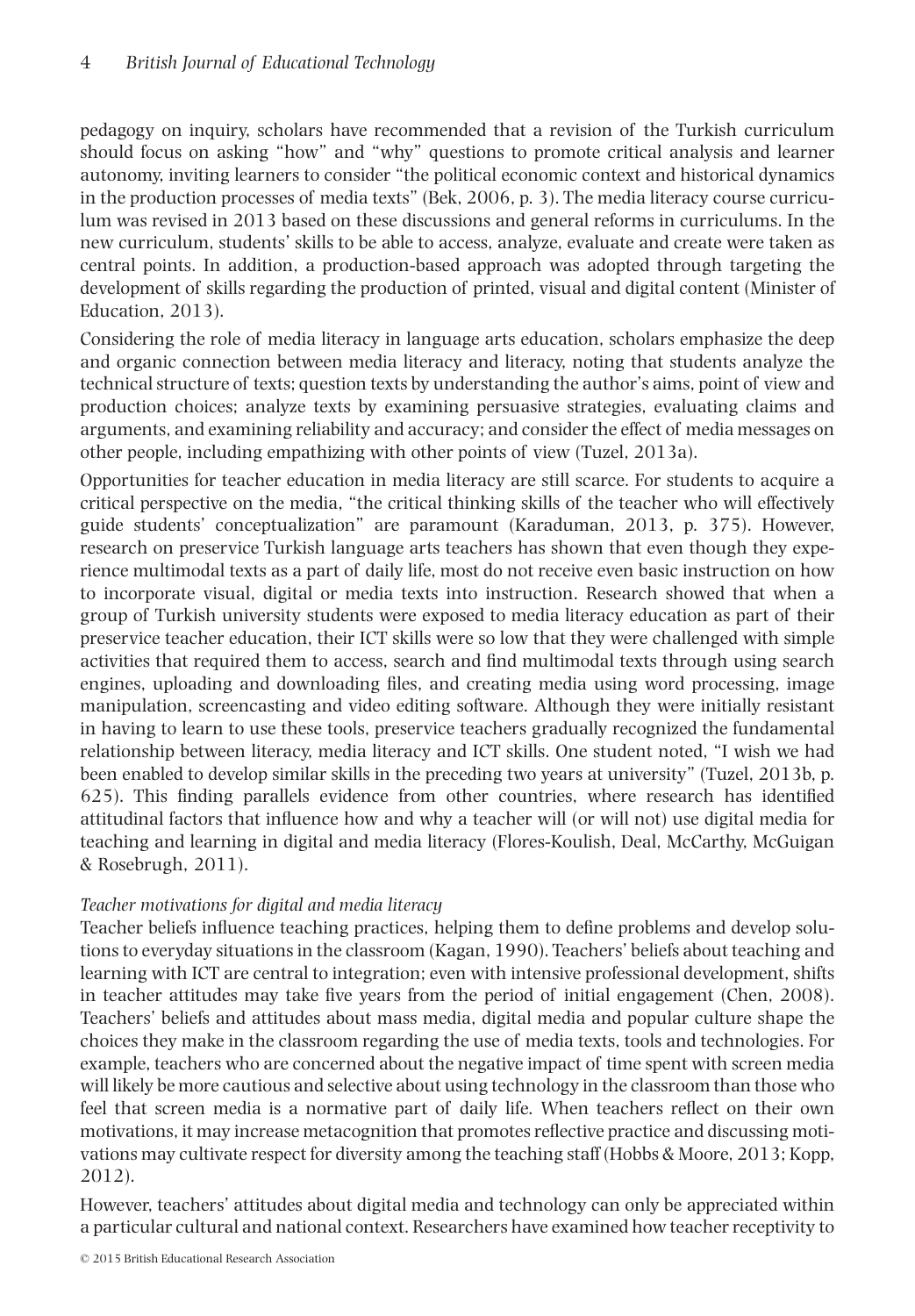pedagogy on inquiry, scholars have recommended that a revision of the Turkish curriculum should focus on asking "how" and "why" questions to promote critical analysis and learner autonomy, inviting learners to consider "the political economic context and historical dynamics in the production processes of media texts" (Bek, 2006, p. 3). The media literacy course curriculum was revised in 2013 based on these discussions and general reforms in curriculums. In the new curriculum, students' skills to be able to access, analyze, evaluate and create were taken as central points. In addition, a production-based approach was adopted through targeting the development of skills regarding the production of printed, visual and digital content (Minister of Education, 2013).

Considering the role of media literacy in language arts education, scholars emphasize the deep and organic connection between media literacy and literacy, noting that students analyze the technical structure of texts; question texts by understanding the author's aims, point of view and production choices; analyze texts by examining persuasive strategies, evaluating claims and arguments, and examining reliability and accuracy; and consider the effect of media messages on other people, including empathizing with other points of view (Tuzel, 2013a).

Opportunities for teacher education in media literacy are still scarce. For students to acquire a critical perspective on the media, "the critical thinking skills of the teacher who will effectively guide students' conceptualization" are paramount (Karaduman, 2013, p. 375). However, research on preservice Turkish language arts teachers has shown that even though they experience multimodal texts as a part of daily life, most do not receive even basic instruction on how to incorporate visual, digital or media texts into instruction. Research showed that when a group of Turkish university students were exposed to media literacy education as part of their preservice teacher education, their ICT skills were so low that they were challenged with simple activities that required them to access, search and find multimodal texts through using search engines, uploading and downloading files, and creating media using word processing, image manipulation, screencasting and video editing software. Although they were initially resistant in having to learn to use these tools, preservice teachers gradually recognized the fundamental relationship between literacy, media literacy and ICT skills. One student noted, "I wish we had been enabled to develop similar skills in the preceding two years at university" (Tuzel, 2013b, p. 625). This finding parallels evidence from other countries, where research has identified attitudinal factors that influence how and why a teacher will (or will not) use digital media for teaching and learning in digital and media literacy (Flores-Koulish, Deal, McCarthy, McGuigan & Rosebrugh, 2011).

*Teacher motivations for digital and media literacy*

Teacher beliefs influence teaching practices, helping them to define problems and develop solutions to everyday situations in the classroom (Kagan, 1990). Teachers' beliefs about teaching and learning with ICT are central to integration; even with intensive professional development, shifts in teacher attitudes may take five years from the period of initial engagement (Chen, 2008). Teachers' beliefs and attitudes about mass media, digital media and popular culture shape the choices they make in the classroom regarding the use of media texts, tools and technologies. For example, teachers who are concerned about the negative impact of time spent with screen media will likely be more cautious and selective about using technology in the classroom than those who feel that screen media is a normative part of daily life. When teachers reflect on their own motivations, it may increase metacognition that promotes reflective practice and discussing motivations may cultivate respect for diversity among the teaching staff (Hobbs & Moore, 2013; Kopp, 2012).

However, teachers' attitudes about digital media and technology can only be appreciated within a particular cultural and national context. Researchers have examined how teacher receptivity to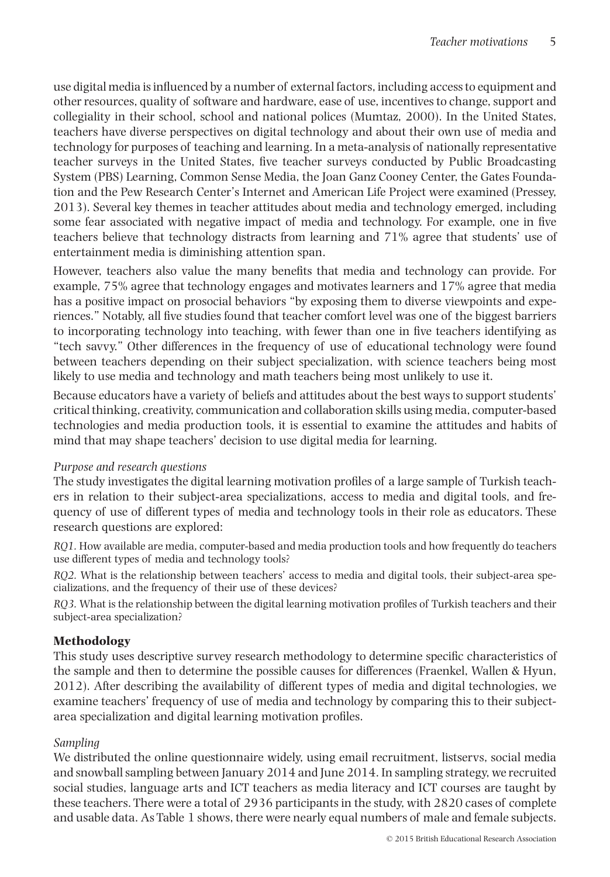use digital media is influenced by a number of external factors, including access to equipment and other resources, quality of software and hardware, ease of use, incentives to change, support and collegiality in their school, school and national polices (Mumtaz, 2000). In the United States, teachers have diverse perspectives on digital technology and about their own use of media and technology for purposes of teaching and learning. In a meta-analysis of nationally representative teacher surveys in the United States, five teacher surveys conducted by Public Broadcasting System (PBS) Learning, Common Sense Media, the Joan Ganz Cooney Center, the Gates Foundation and the Pew Research Center's Internet and American Life Project were examined (Pressey, 2013). Several key themes in teacher attitudes about media and technology emerged, including some fear associated with negative impact of media and technology. For example, one in five teachers believe that technology distracts from learning and 71% agree that students' use of entertainment media is diminishing attention span.

However, teachers also value the many benefits that media and technology can provide. For example, 75% agree that technology engages and motivates learners and 17% agree that media has a positive impact on prosocial behaviors "by exposing them to diverse viewpoints and experiences." Notably, all five studies found that teacher comfort level was one of the biggest barriers to incorporating technology into teaching, with fewer than one in five teachers identifying as "tech savvy." Other differences in the frequency of use of educational technology were found between teachers depending on their subject specialization, with science teachers being most likely to use media and technology and math teachers being most unlikely to use it.

Because educators have a variety of beliefs and attitudes about the best ways to support students' critical thinking, creativity, communication and collaboration skills using media, computer-based technologies and media production tools, it is essential to examine the attitudes and habits of mind that may shape teachers' decision to use digital media for learning.

### *Purpose and research questions*

The study investigates the digital learning motivation profiles of a large sample of Turkish teachers in relation to their subject-area specializations, access to media and digital tools, and frequency of use of different types of media and technology tools in their role as educators. These research questions are explored:

*RQ1.* How available are media, computer-based and media production tools and how frequently do teachers use different types of media and technology tools?

*RQ2.* What is the relationship between teachers' access to media and digital tools, their subject-area specializations, and the frequency of their use of these devices?

*RQ3.* What is the relationship between the digital learning motivation profiles of Turkish teachers and their subject-area specialization?

## Methodology

This study uses descriptive survey research methodology to determine specific characteristics of the sample and then to determine the possible causes for differences (Fraenkel, Wallen & Hyun, 2012). After describing the availability of different types of media and digital technologies, we examine teachers' frequency of use of media and technology by comparing this to their subject-area specialization and digital learning motivation profiles.

### *Sampling*

We distributed the online questionnaire widely, using email recruitment, listservs, social media and snowball sampling between January 2014 and June 2014. In sampling strategy, we recruited social studies, language arts and ICT teachers as media literacy and ICT courses are taught by these teachers. There were a total of 2936 participants in the study, with 2820 cases of complete and usable data. As Table 1 shows, there were nearly equal numbers of male and female subjects.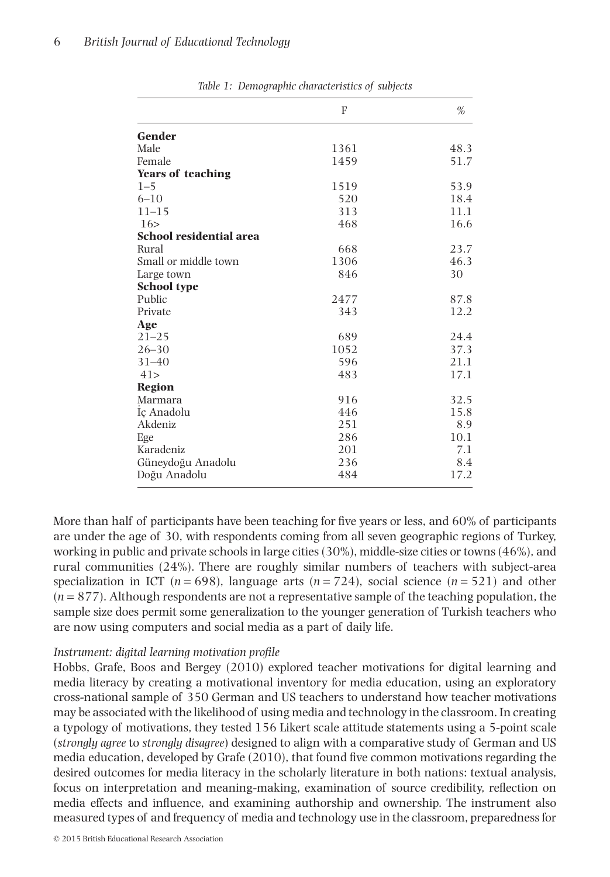*Table 1: Demographic characteristics of subjects*

| | F | % |
|---|---|---|
| **Gender** | | |
| Male | 1361 | 48.3 |
| Female | 1459 | 51.7 |
| **Years of teaching** | | |
| 1–5 | 1519 | 53.9 |
| 6–10 | 520 | 18.4 |
| 11–15 | 313 | 11.1 |
| 16> | 468 | 16.6 |
| **School residential area** | | |
| Rural | 668 | 23.7 |
| Small or middle town | 1306 | 46.3 |
| Large town | 846 | 30 |
| **School type** | | |
| Public | 2477 | 87.8 |
| Private | 343 | 12.2 |
| **Age** | | |
| 21–25 | 689 | 24.4 |
| 26–30 | 1052 | 37.3 |
| 31–40 | 596 | 21.1 |
| 41> | 483 | 17.1 |
| **Region** | | |
| Marmara | 916 | 32.5 |
| İç Anadolu | 446 | 15.8 |
| Akdeniz | 251 | 8.9 |
| Ege | 286 | 10.1 |
| Karadeniz | 201 | 7.1 |
| Güneydoğu Anadolu | 236 | 8.4 |
| Doğu Anadolu | 484 | 17.2 |

More than half of participants have been teaching for five years or less, and 60% of participants are under the age of 30, with respondents coming from all seven geographic regions of Turkey, working in public and private schools in large cities (30%), middle-size cities or towns (46%), and rural communities (24%). There are roughly similar numbers of teachers with subject-area specialization in ICT ($n = 698$), language arts ($n = 724$), social science ($n = 521$) and other ($n = 877$). Although respondents are not a representative sample of the teaching population, the sample size does permit some generalization to the younger generation of Turkish teachers who are now using computers and social media as a part of daily life.

*Instrument: digital learning motivation profile*

Hobbs, Grafe, Boos and Bergey (2010) explored teacher motivations for digital learning and media literacy by creating a motivational inventory for media education, using an exploratory cross-national sample of 350 German and US teachers to understand how teacher motivations may be associated with the likelihood of using media and technology in the classroom. In creating a typology of motivations, they tested 156 Likert scale attitude statements using a 5-point scale (*strongly agree* to *strongly disagree*) designed to align with a comparative study of German and US media education, developed by Grafe (2010), that found five common motivations regarding the desired outcomes for media literacy in the scholarly literature in both nations: textual analysis, focus on interpretation and meaning-making, examination of source credibility, reflection on media effects and influence, and examining authorship and ownership. The instrument also measured types of and frequency of media and technology use in the classroom, preparedness for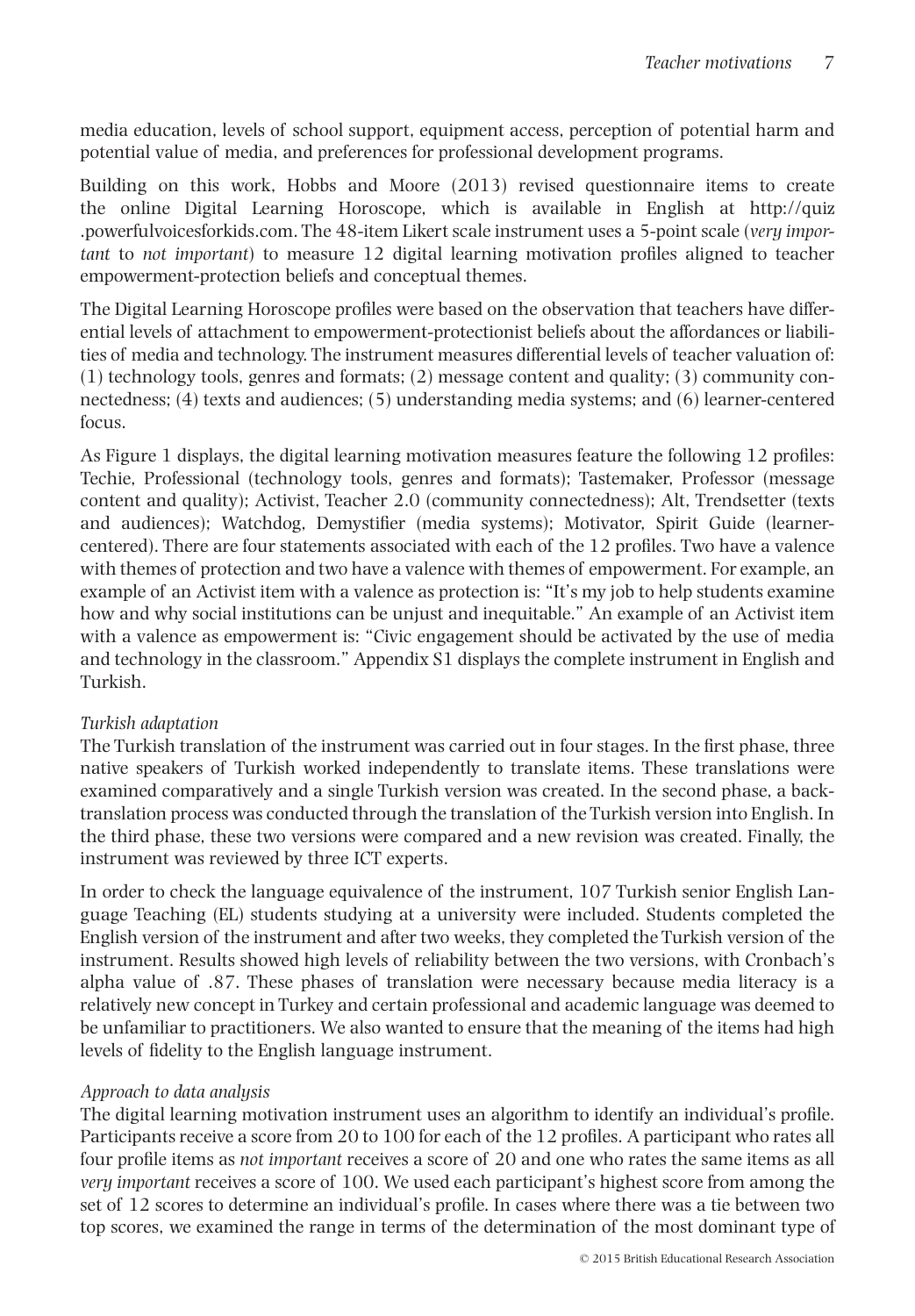media education, levels of school support, equipment access, perception of potential harm and potential value of media, and preferences for professional development programs.

Building on this work, Hobbs and Moore (2013) revised questionnaire items to create the online Digital Learning Horoscope, which is available in English at http://quiz.powerfulvoicesforkids.com. The 48-item Likert scale instrument uses a 5-point scale (*very important* to *not important*) to measure 12 digital learning motivation profiles aligned to teacher empowerment-protection beliefs and conceptual themes.

The Digital Learning Horoscope profiles were based on the observation that teachers have differential levels of attachment to empowerment-protectionist beliefs about the affordances or liabilities of media and technology. The instrument measures differential levels of teacher valuation of: (1) technology tools, genres and formats; (2) message content and quality; (3) community connectedness; (4) texts and audiences; (5) understanding media systems; and (6) learner-centered focus.

As Figure 1 displays, the digital learning motivation measures feature the following 12 profiles: Techie, Professional (technology tools, genres and formats); Tastemaker, Professor (message content and quality); Activist, Teacher 2.0 (community connectedness); Alt, Trendsetter (texts and audiences); Watchdog, Demystifier (media systems); Motivator, Spirit Guide (learner-centered). There are four statements associated with each of the 12 profiles. Two have a valence with themes of protection and two have a valence with themes of empowerment. For example, an example of an Activist item with a valence as protection is: "It's my job to help students examine how and why social institutions can be unjust and inequitable." An example of an Activist item with a valence as empowerment is: "Civic engagement should be activated by the use of media and technology in the classroom." Appendix S1 displays the complete instrument in English and Turkish.

*Turkish adaptation*

The Turkish translation of the instrument was carried out in four stages. In the first phase, three native speakers of Turkish worked independently to translate items. These translations were examined comparatively and a single Turkish version was created. In the second phase, a back-translation process was conducted through the translation of the Turkish version into English. In the third phase, these two versions were compared and a new revision was created. Finally, the instrument was reviewed by three ICT experts.

In order to check the language equivalence of the instrument, 107 Turkish senior English Language Teaching (EL) students studying at a university were included. Students completed the English version of the instrument and after two weeks, they completed the Turkish version of the instrument. Results showed high levels of reliability between the two versions, with Cronbach's alpha value of .87. These phases of translation were necessary because media literacy is a relatively new concept in Turkey and certain professional and academic language was deemed to be unfamiliar to practitioners. We also wanted to ensure that the meaning of the items had high levels of fidelity to the English language instrument.

*Approach to data analysis*

The digital learning motivation instrument uses an algorithm to identify an individual's profile. Participants receive a score from 20 to 100 for each of the 12 profiles. A participant who rates all four profile items as *not important* receives a score of 20 and one who rates the same items as all *very important* receives a score of 100. We used each participant's highest score from among the set of 12 scores to determine an individual's profile. In cases where there was a tie between two top scores, we examined the range in terms of the determination of the most dominant type of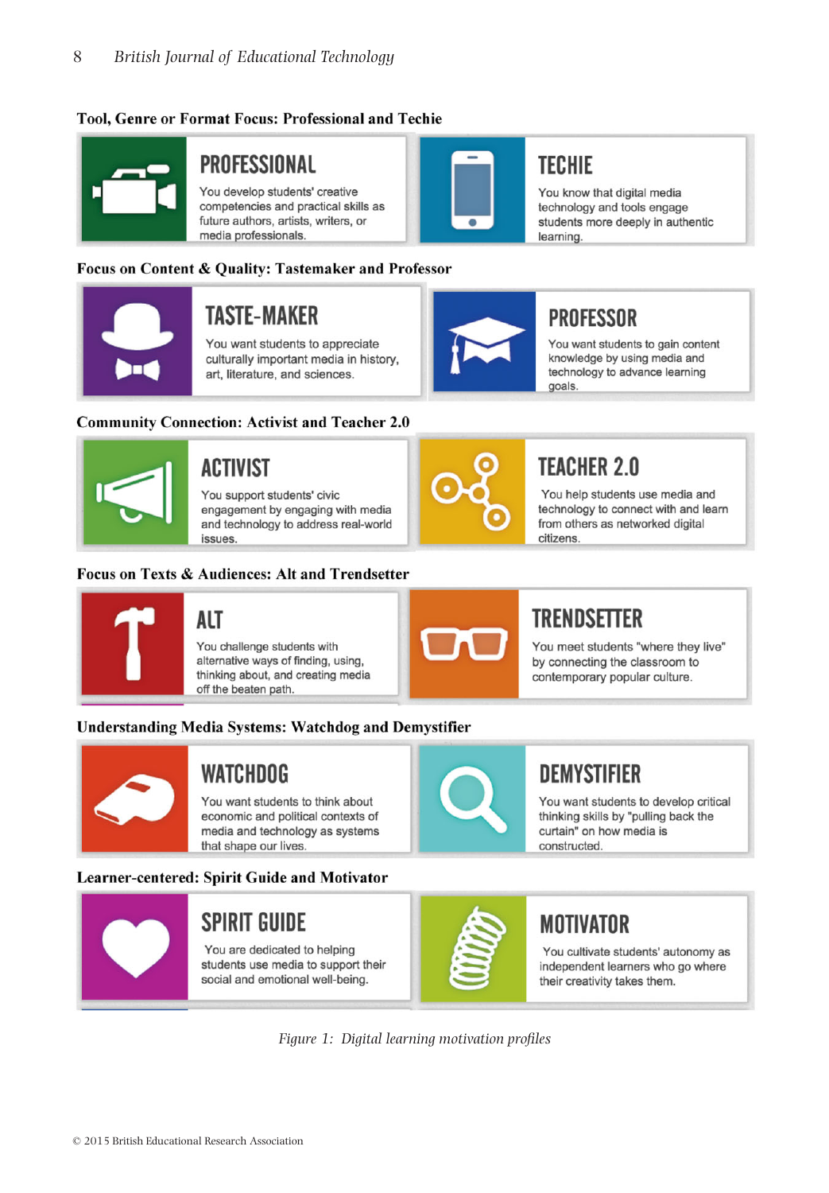**Tool, Genre or Format Focus: Professional and Techie**

**PROFESSIONAL**
You develop students' creative competencies and practical skills as future authors, artists, writers, or media professionals.

**TECHIE**
You know that digital media technology and tools engage students more deeply in authentic learning.

**Focus on Content & Quality: Tastemaker and Professor**

**TASTE-MAKER**
You want students to appreciate culturally important media in history, art, literature, and sciences.

**PROFESSOR**
You want students to gain content knowledge by using media and technology to advance learning goals.

**Community Connection: Activist and Teacher 2.0**

**ACTIVIST**
You support students' civic engagement by engaging with media and technology to address real-world issues.

**TEACHER 2.0**
You help students use media and technology to connect with and learn from others as networked digital citizens.

**Focus on Texts & Audiences: Alt and Trendsetter**

**ALT**
You challenge students with alternative ways of finding, using, thinking about, and creating media off the beaten path.

**TRENDSETTER**
You meet students "where they live" by connecting the classroom to contemporary popular culture.

**Understanding Media Systems: Watchdog and Demystifier**

**WATCHDOG**
You want students to think about economic and political contexts of media and technology as systems that shape our lives.

**DEMYSTIFIER**
You want students to develop critical thinking skills by "pulling back the curtain" on how media is constructed.

**Learner-centered: Spirit Guide and Motivator**

**SPIRIT GUIDE**
You are dedicated to helping students use media to support their social and emotional well-being.

**MOTIVATOR**
You cultivate students' autonomy as independent learners who go where their creativity takes them.

*Figure 1: Digital learning motivation profiles*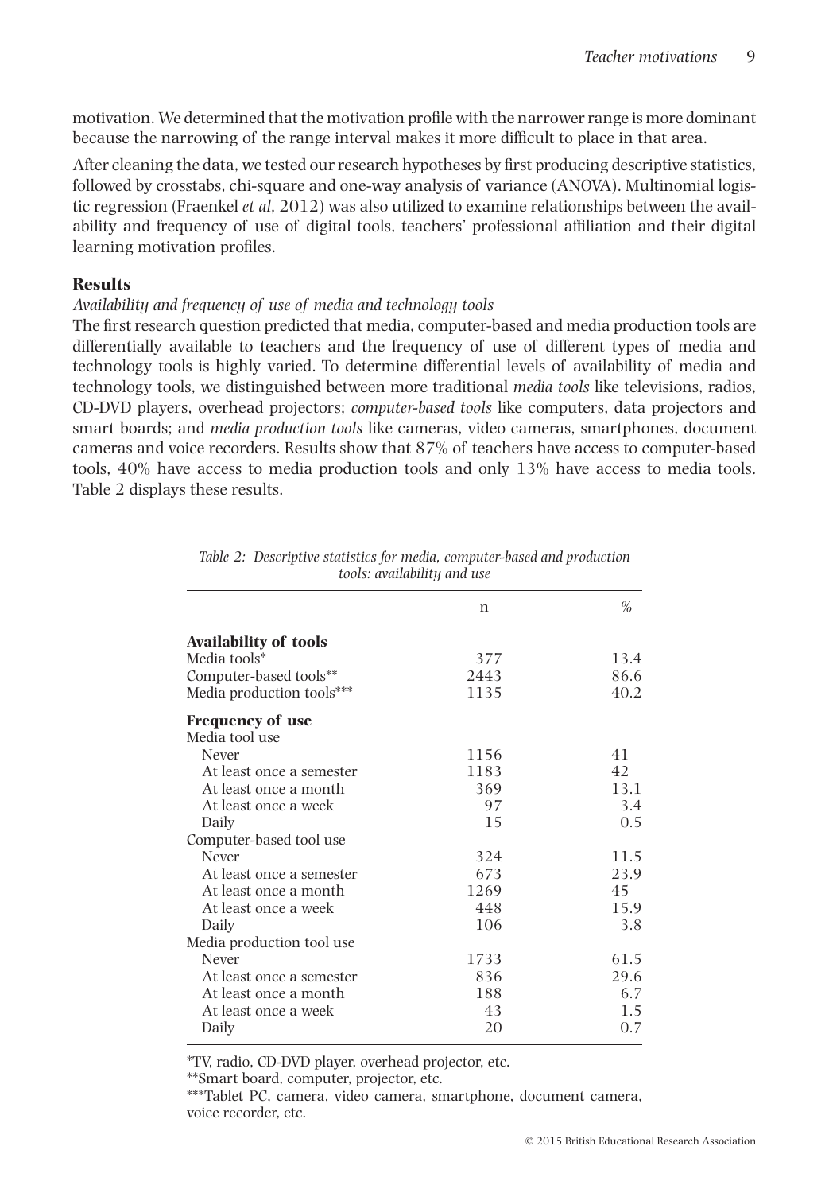motivation. We determined that the motivation profile with the narrower range is more dominant because the narrowing of the range interval makes it more difficult to place in that area.

After cleaning the data, we tested our research hypotheses by first producing descriptive statistics, followed by crosstabs, chi-square and one-way analysis of variance (ANOVA). Multinomial logistic regression (Fraenkel *et al*, 2012) was also utilized to examine relationships between the availability and frequency of use of digital tools, teachers' professional affiliation and their digital learning motivation profiles.

## Results

*Availability and frequency of use of media and technology tools*

The first research question predicted that media, computer-based and media production tools are differentially available to teachers and the frequency of use of different types of media and technology tools is highly varied. To determine differential levels of availability of media and technology tools, we distinguished between more traditional *media tools* like televisions, radios, CD-DVD players, overhead projectors; *computer-based tools* like computers, data projectors and smart boards; and *media production tools* like cameras, video cameras, smartphones, document cameras and voice recorders. Results show that 87% of teachers have access to computer-based tools, 40% have access to media production tools and only 13% have access to media tools. Table 2 displays these results.

*Table 2: Descriptive statistics for media, computer-based and production tools: availability and use*

| | n | % |
|---|---|---|
| **Availability of tools** | | |
| Media tools* | 377 | 13.4 |
| Computer-based tools** | 2443 | 86.6 |
| Media production tools*** | 1135 | 40.2 |
| **Frequency of use** | | |
| Media tool use | | |
| Never | 1156 | 41 |
| At least once a semester | 1183 | 42 |
| At least once a month | 369 | 13.1 |
| At least once a week | 97 | 3.4 |
| Daily | 15 | 0.5 |
| Computer-based tool use | | |
| Never | 324 | 11.5 |
| At least once a semester | 673 | 23.9 |
| At least once a month | 1269 | 45 |
| At least once a week | 448 | 15.9 |
| Daily | 106 | 3.8 |
| Media production tool use | | |
| Never | 1733 | 61.5 |
| At least once a semester | 836 | 29.6 |
| At least once a month | 188 | 6.7 |
| At least once a week | 43 | 1.5 |
| Daily | 20 | 0.7 |

*TV, radio, CD-DVD player, overhead projector, etc.

**Smart board, computer, projector, etc.

***Tablet PC, camera, video camera, smartphone, document camera, voice recorder, etc.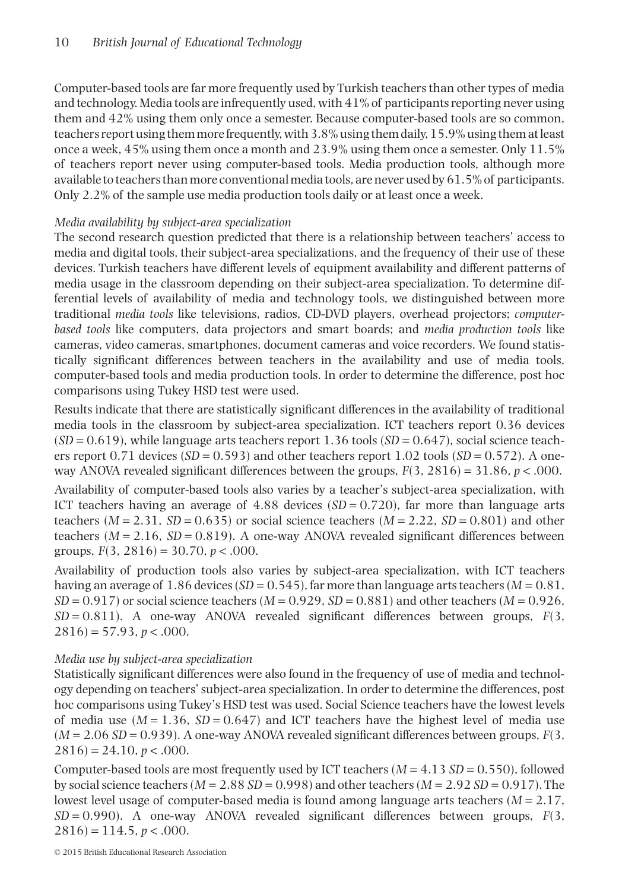Computer-based tools are far more frequently used by Turkish teachers than other types of media and technology. Media tools are infrequently used, with 41% of participants reporting never using them and 42% using them only once a semester. Because computer-based tools are so common, teachers report using them more frequently, with 3.8% using them daily, 15.9% using them at least once a week, 45% using them once a month and 23.9% using them once a semester. Only 11.5% of teachers report never using computer-based tools. Media production tools, although more available to teachers than more conventional media tools, are never used by 61.5% of participants. Only 2.2% of the sample use media production tools daily or at least once a week.

### *Media availability by subject-area specialization*

The second research question predicted that there is a relationship between teachers' access to media and digital tools, their subject-area specializations, and the frequency of their use of these devices. Turkish teachers have different levels of equipment availability and different patterns of media usage in the classroom depending on their subject-area specialization. To determine differential levels of availability of media and technology tools, we distinguished between more traditional *media tools* like televisions, radios, CD-DVD players, overhead projectors; *computer-based tools* like computers, data projectors and smart boards; and *media production tools* like cameras, video cameras, smartphones, document cameras and voice recorders. We found statistically significant differences between teachers in the availability and use of media tools, computer-based tools and media production tools. In order to determine the difference, post hoc comparisons using Tukey HSD test were used.

Results indicate that there are statistically significant differences in the availability of traditional media tools in the classroom by subject-area specialization. ICT teachers report 0.36 devices ($SD = 0.619$), while language arts teachers report 1.36 tools ($SD = 0.647$), social science teachers report 0.71 devices ($SD = 0.593$) and other teachers report 1.02 tools ($SD = 0.572$). A one-way ANOVA revealed significant differences between the groups, $F(3, 2816) = 31.86$, $p < .000$.

Availability of computer-based tools also varies by a teacher's subject-area specialization, with ICT teachers having an average of 4.88 devices ($SD = 0.720$), far more than language arts teachers ($M = 2.31$, $SD = 0.635$) or social science teachers ($M = 2.22$, $SD = 0.801$) and other teachers ($M = 2.16$, $SD = 0.819$). A one-way ANOVA revealed significant differences between groups, $F(3, 2816) = 30.70$, $p < .000$.

Availability of production tools also varies by subject-area specialization, with ICT teachers having an average of 1.86 devices ($SD = 0.545$), far more than language arts teachers ($M = 0.81$, $SD = 0.917$) or social science teachers ($M = 0.929$, $SD = 0.881$) and other teachers ($M = 0.926$, $SD = 0.811$). A one-way ANOVA revealed significant differences between groups, $F(3, 2816) = 57.93$, $p < .000$.

### *Media use by subject-area specialization*

Statistically significant differences were also found in the frequency of use of media and technology depending on teachers' subject-area specialization. In order to determine the differences, post hoc comparisons using Tukey's HSD test was used. Social Science teachers have the lowest levels of media use ($M = 1.36$, $SD = 0.647$) and ICT teachers have the highest level of media use ($M = 2.06$ $SD = 0.939$). A one-way ANOVA revealed significant differences between groups, $F(3, 2816) = 24.10$, $p < .000$.

Computer-based tools are most frequently used by ICT teachers ($M = 4.13$ $SD = 0.550$), followed by social science teachers ($M = 2.88$ $SD = 0.998$) and other teachers ($M = 2.92$ $SD = 0.917$). The lowest level usage of computer-based media is found among language arts teachers ($M = 2.17$, $SD = 0.990$). A one-way ANOVA revealed significant differences between groups, $F(3, 2816) = 114.5$, $p < .000$.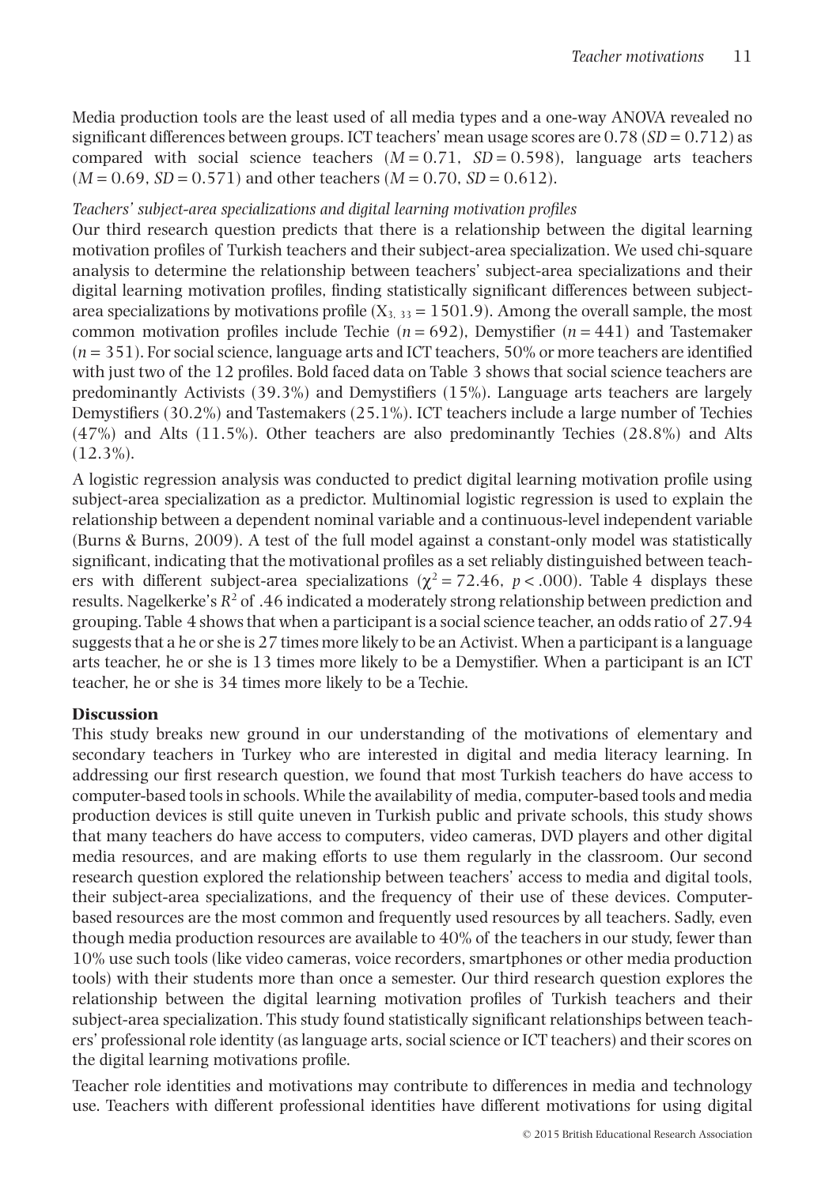Media production tools are the least used of all media types and a one-way ANOVA revealed no significant differences between groups. ICT teachers' mean usage scores are 0.78 ($SD = 0.712$) as compared with social science teachers ($M = 0.71$, $SD = 0.598$), language arts teachers ($M = 0.69$, $SD = 0.571$) and other teachers ($M = 0.70$, $SD = 0.612$).

*Teachers' subject-area specializations and digital learning motivation profiles*

Our third research question predicts that there is a relationship between the digital learning motivation profiles of Turkish teachers and their subject-area specialization. We used chi-square analysis to determine the relationship between teachers' subject-area specializations and their digital learning motivation profiles, finding statistically significant differences between subject-area specializations by motivations profile ($X_{3,\ 33} = 1501.9$). Among the overall sample, the most common motivation profiles include Techie ($n = 692$), Demystifier ($n = 441$) and Tastemaker ($n = 351$). For social science, language arts and ICT teachers, 50% or more teachers are identified with just two of the 12 profiles. Bold faced data on Table 3 shows that social science teachers are predominantly Activists (39.3%) and Demystifiers (15%). Language arts teachers are largely Demystifiers (30.2%) and Tastemakers (25.1%). ICT teachers include a large number of Techies (47%) and Alts (11.5%). Other teachers are also predominantly Techies (28.8%) and Alts (12.3%).

A logistic regression analysis was conducted to predict digital learning motivation profile using subject-area specialization as a predictor. Multinomial logistic regression is used to explain the relationship between a dependent nominal variable and a continuous-level independent variable (Burns & Burns, 2009). A test of the full model against a constant-only model was statistically significant, indicating that the motivational profiles as a set reliably distinguished between teachers with different subject-area specializations ($\chi^2 = 72.46$, $p < .000$). Table 4 displays these results. Nagelkerke's $R^2$ of .46 indicated a moderately strong relationship between prediction and grouping. Table 4 shows that when a participant is a social science teacher, an odds ratio of 27.94 suggests that a he or she is 27 times more likely to be an Activist. When a participant is a language arts teacher, he or she is 13 times more likely to be a Demystifier. When a participant is an ICT teacher, he or she is 34 times more likely to be a Techie.

## Discussion

This study breaks new ground in our understanding of the motivations of elementary and secondary teachers in Turkey who are interested in digital and media literacy learning. In addressing our first research question, we found that most Turkish teachers do have access to computer-based tools in schools. While the availability of media, computer-based tools and media production devices is still quite uneven in Turkish public and private schools, this study shows that many teachers do have access to computers, video cameras, DVD players and other digital media resources, and are making efforts to use them regularly in the classroom. Our second research question explored the relationship between teachers' access to media and digital tools, their subject-area specializations, and the frequency of their use of these devices. Computer-based resources are the most common and frequently used resources by all teachers. Sadly, even though media production resources are available to 40% of the teachers in our study, fewer than 10% use such tools (like video cameras, voice recorders, smartphones or other media production tools) with their students more than once a semester. Our third research question explores the relationship between the digital learning motivation profiles of Turkish teachers and their subject-area specialization. This study found statistically significant relationships between teachers' professional role identity (as language arts, social science or ICT teachers) and their scores on the digital learning motivations profile.

Teacher role identities and motivations may contribute to differences in media and technology use. Teachers with different professional identities have different motivations for using digital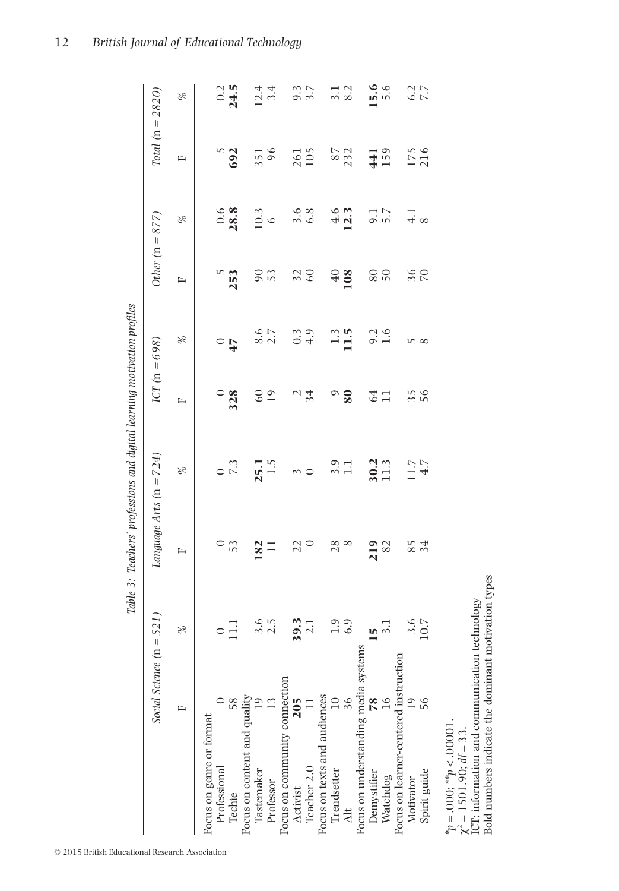Table 3: Teachers' professions and digital learning motivation profiles

| | Social Science (n = 521) | | Language Arts (n = 724) | | ICT (n = 698) | | Other (n = 877) | | Total (n = 2820) | |
|---|---|---|---|---|---|---|---|---|---|---|
| | F | % | F | % | F | % | F | % | F | % |
| Focus on genre or format | | | | | | | | | | |
| Professional | 0 | 0 | 0 | 0 | 0 | 0 | 5 | 0.6 | 5 | 0.2 |
| Techie | 58 | 11.1 | 53 | 7.3 | **328** | **47** | **253** | **28.8** | **692** | **24.5** |
| Focus on content and quality | | | | | | | | | | |
| Tastemaker | 19 | 3.6 | **182** | **25.1** | 60 | 8.6 | 90 | 10.3 | 351 | 12.4 |
| Professor | 13 | 2.5 | 11 | 1.5 | 19 | 2.7 | 53 | 6 | 96 | 3.4 |
| Focus on community connection | | | | | | | | | | |
| Activist | **205** | **39.3** | 22 | 3 | 2 | 0.3 | 32 | 3.6 | 261 | 9.3 |
| Teacher 2.0 | 11 | 2.1 | 0 | 0 | 34 | 4.9 | 60 | 6.8 | 105 | 3.7 |
| Focus on texts and audiences | | | | | | | | | | |
| Trendsetter | 10 | 1.9 | 28 | 3.9 | 9 | 1.3 | 40 | 4.6 | 87 | 3.1 |
| Alt | 36 | 6.9 | 8 | 1.1 | **80** | **11.5** | **108** | **12.3** | 232 | 8.2 |
| Focus on understanding media systems | | | | | | | | | | |
| Demystifier | **78** | **15** | **219** | **30.2** | 64 | 9.2 | 80 | 9.1 | **441** | **15.6** |
| Watchdog | 16 | 3.1 | 82 | 11.3 | 11 | 1.6 | 50 | 5.7 | 159 | 5.6 |
| Focus on learner-centered instruction | | | | | | | | | | |
| Motivator | 19 | 3.6 | 85 | 11.7 | 35 | 5 | 36 | 4.1 | 175 | 6.2 |
| Spirit guide | 56 | 10.7 | 34 | 4.7 | 56 | 8 | 70 | 8 | 216 | 7.7 |

*$p = .000$; **$p < .00001$.
$\chi^2 = 1501.90$; $df = 33$.
ICT: information and communication technology
Bold numbers indicate the dominant motivation types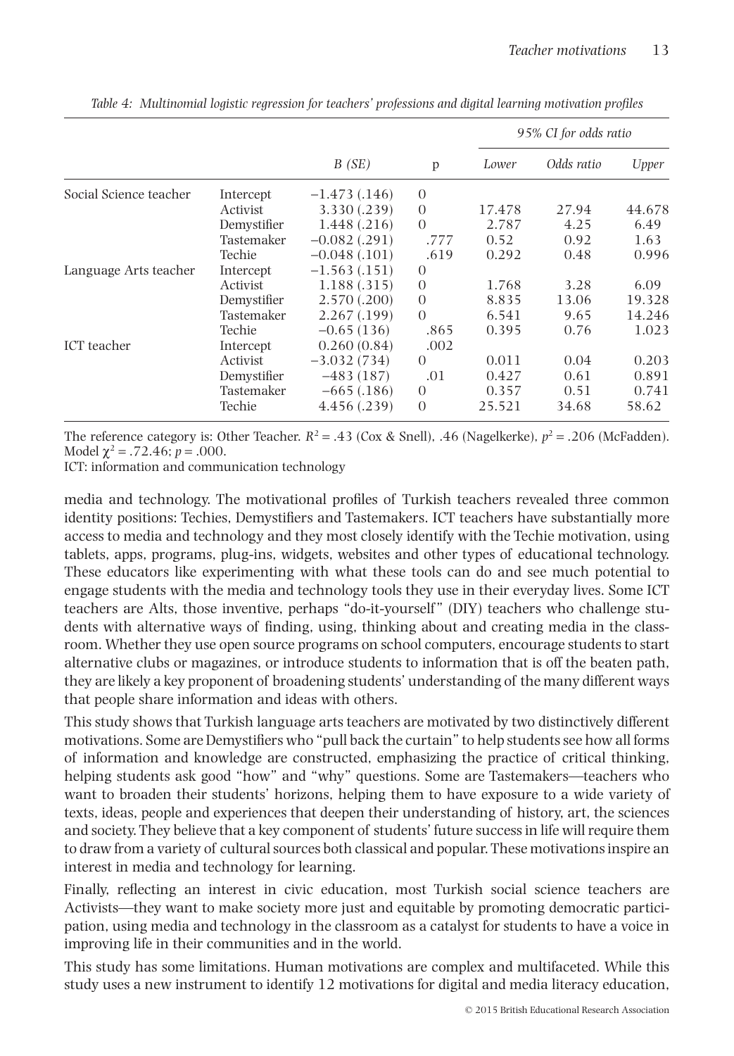*Table 4: Multinomial logistic regression for teachers' professions and digital learning motivation profiles*

| | | *B (SE)* | p | 95% CI for odds ratio | | |
|---|---|---|---|---|---|---|
| | | | | *Lower* | *Odds ratio* | *Upper* |
| Social Science teacher | Intercept | −1.473 (.146) | 0 | | | |
| | Activist | 3.330 (.239) | 0 | 17.478 | 27.94 | 44.678 |
| | Demystifier | 1.448 (.216) | 0 | 2.787 | 4.25 | 6.49 |
| | Tastemaker | −0.082 (.291) | .777 | 0.52 | 0.92 | 1.63 |
| | Techie | −0.048 (.101) | .619 | 0.292 | 0.48 | 0.996 |
| Language Arts teacher | Intercept | −1.563 (.151) | 0 | | | |
| | Activist | 1.188 (.315) | 0 | 1.768 | 3.28 | 6.09 |
| | Demystifier | 2.570 (.200) | 0 | 8.835 | 13.06 | 19.328 |
| | Tastemaker | 2.267 (.199) | 0 | 6.541 | 9.65 | 14.246 |
| | Techie | −0.65 (136) | .865 | 0.395 | 0.76 | 1.023 |
| ICT teacher | Intercept | 0.260 (0.84) | .002 | | | |
| | Activist | −3.032 (734) | 0 | 0.011 | 0.04 | 0.203 |
| | Demystifier | −483 (187) | .01 | 0.427 | 0.61 | 0.891 |
| | Tastemaker | −665 (.186) | 0 | 0.357 | 0.51 | 0.741 |
| | Techie | 4.456 (.239) | 0 | 25.521 | 34.68 | 58.62 |

The reference category is: Other Teacher. $R^2 = .43$ (Cox & Snell), .46 (Nagelkerke), $p^2 = .206$ (McFadden). Model $\chi^2 = .72.46$; $p = .000$.

ICT: information and communication technology

media and technology. The motivational profiles of Turkish teachers revealed three common identity positions: Techies, Demystifiers and Tastemakers. ICT teachers have substantially more access to media and technology and they most closely identify with the Techie motivation, using tablets, apps, programs, plug-ins, widgets, websites and other types of educational technology. These educators like experimenting with what these tools can do and see much potential to engage students with the media and technology tools they use in their everyday lives. Some ICT teachers are Alts, those inventive, perhaps "do-it-yourself" (DIY) teachers who challenge students with alternative ways of finding, using, thinking about and creating media in the classroom. Whether they use open source programs on school computers, encourage students to start alternative clubs or magazines, or introduce students to information that is off the beaten path, they are likely a key proponent of broadening students' understanding of the many different ways that people share information and ideas with others.

This study shows that Turkish language arts teachers are motivated by two distinctively different motivations. Some are Demystifiers who "pull back the curtain" to help students see how all forms of information and knowledge are constructed, emphasizing the practice of critical thinking, helping students ask good "how" and "why" questions. Some are Tastemakers—teachers who want to broaden their students' horizons, helping them to have exposure to a wide variety of texts, ideas, people and experiences that deepen their understanding of history, art, the sciences and society. They believe that a key component of students' future success in life will require them to draw from a variety of cultural sources both classical and popular. These motivations inspire an interest in media and technology for learning.

Finally, reflecting an interest in civic education, most Turkish social science teachers are Activists—they want to make society more just and equitable by promoting democratic participation, using media and technology in the classroom as a catalyst for students to have a voice in improving life in their communities and in the world.

This study has some limitations. Human motivations are complex and multifaceted. While this study uses a new instrument to identify 12 motivations for digital and media literacy education,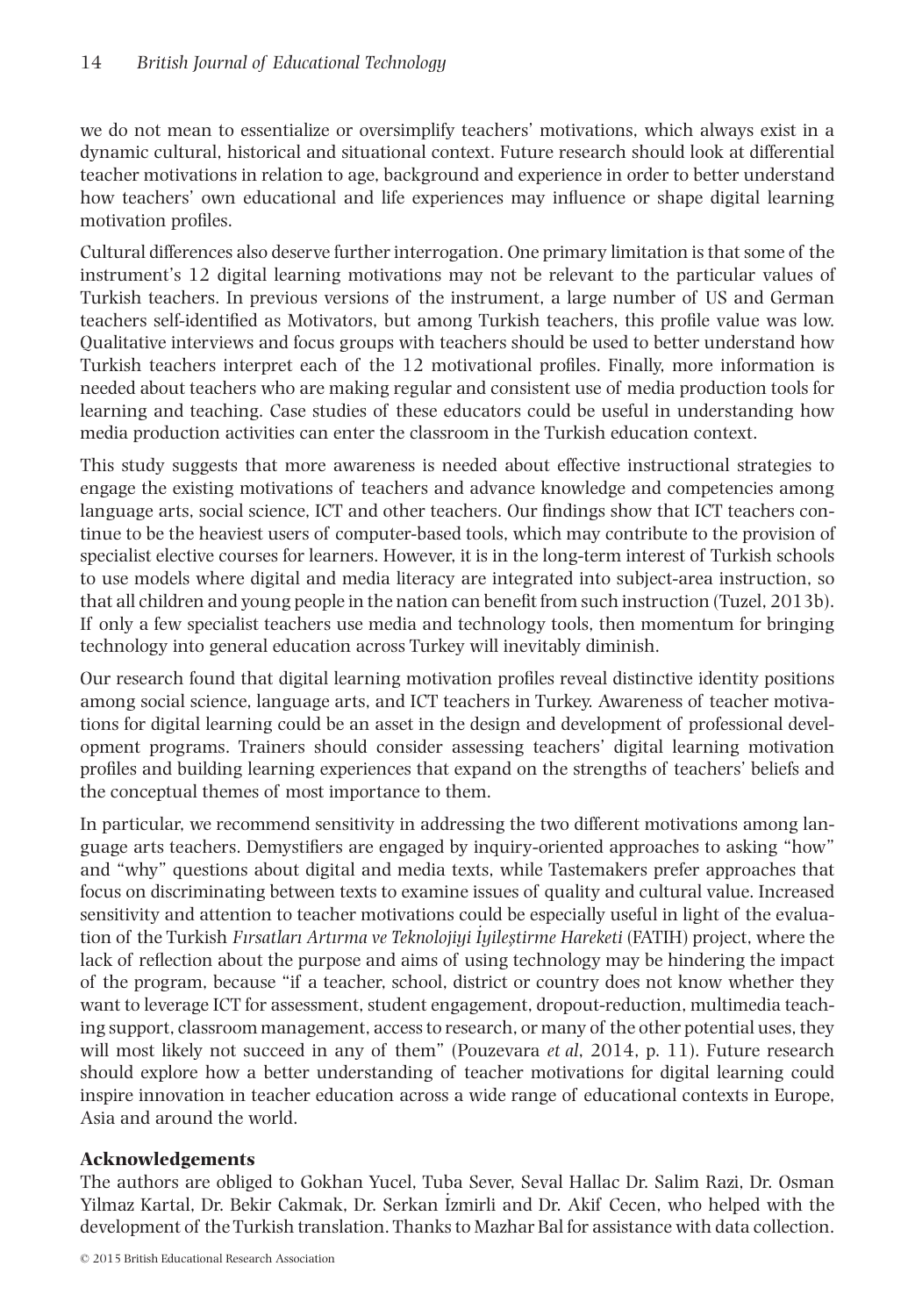we do not mean to essentialize or oversimplify teachers' motivations, which always exist in a dynamic cultural, historical and situational context. Future research should look at differential teacher motivations in relation to age, background and experience in order to better understand how teachers' own educational and life experiences may influence or shape digital learning motivation profiles.

Cultural differences also deserve further interrogation. One primary limitation is that some of the instrument's 12 digital learning motivations may not be relevant to the particular values of Turkish teachers. In previous versions of the instrument, a large number of US and German teachers self-identified as Motivators, but among Turkish teachers, this profile value was low. Qualitative interviews and focus groups with teachers should be used to better understand how Turkish teachers interpret each of the 12 motivational profiles. Finally, more information is needed about teachers who are making regular and consistent use of media production tools for learning and teaching. Case studies of these educators could be useful in understanding how media production activities can enter the classroom in the Turkish education context.

This study suggests that more awareness is needed about effective instructional strategies to engage the existing motivations of teachers and advance knowledge and competencies among language arts, social science, ICT and other teachers. Our findings show that ICT teachers continue to be the heaviest users of computer-based tools, which may contribute to the provision of specialist elective courses for learners. However, it is in the long-term interest of Turkish schools to use models where digital and media literacy are integrated into subject-area instruction, so that all children and young people in the nation can benefit from such instruction (Tuzel, 2013b). If only a few specialist teachers use media and technology tools, then momentum for bringing technology into general education across Turkey will inevitably diminish.

Our research found that digital learning motivation profiles reveal distinctive identity positions among social science, language arts, and ICT teachers in Turkey. Awareness of teacher motivations for digital learning could be an asset in the design and development of professional development programs. Trainers should consider assessing teachers' digital learning motivation profiles and building learning experiences that expand on the strengths of teachers' beliefs and the conceptual themes of most importance to them.

In particular, we recommend sensitivity in addressing the two different motivations among language arts teachers. Demystifiers are engaged by inquiry-oriented approaches to asking "how" and "why" questions about digital and media texts, while Tastemakers prefer approaches that focus on discriminating between texts to examine issues of quality and cultural value. Increased sensitivity and attention to teacher motivations could be especially useful in light of the evaluation of the Turkish *Fırsatları Artırma ve Teknolojiyi İyileştirme Hareketi* (FATIH) project, where the lack of reflection about the purpose and aims of using technology may be hindering the impact of the program, because "if a teacher, school, district or country does not know whether they want to leverage ICT for assessment, student engagement, dropout-reduction, multimedia teaching support, classroom management, access to research, or many of the other potential uses, they will most likely not succeed in any of them" (Pouzevara *et al*, 2014, p. 11). Future research should explore how a better understanding of teacher motivations for digital learning could inspire innovation in teacher education across a wide range of educational contexts in Europe, Asia and around the world.

## Acknowledgements

The authors are obliged to Gokhan Yucel, Tuba Sever, Seval Hallac Dr. Salim Razi, Dr. Osman Yilmaz Kartal, Dr. Bekir Cakmak, Dr. Serkan İzmirli and Dr. Akif Cecen, who helped with the development of the Turkish translation. Thanks to Mazhar Bal for assistance with data collection.

© 2015 British Educational Research Association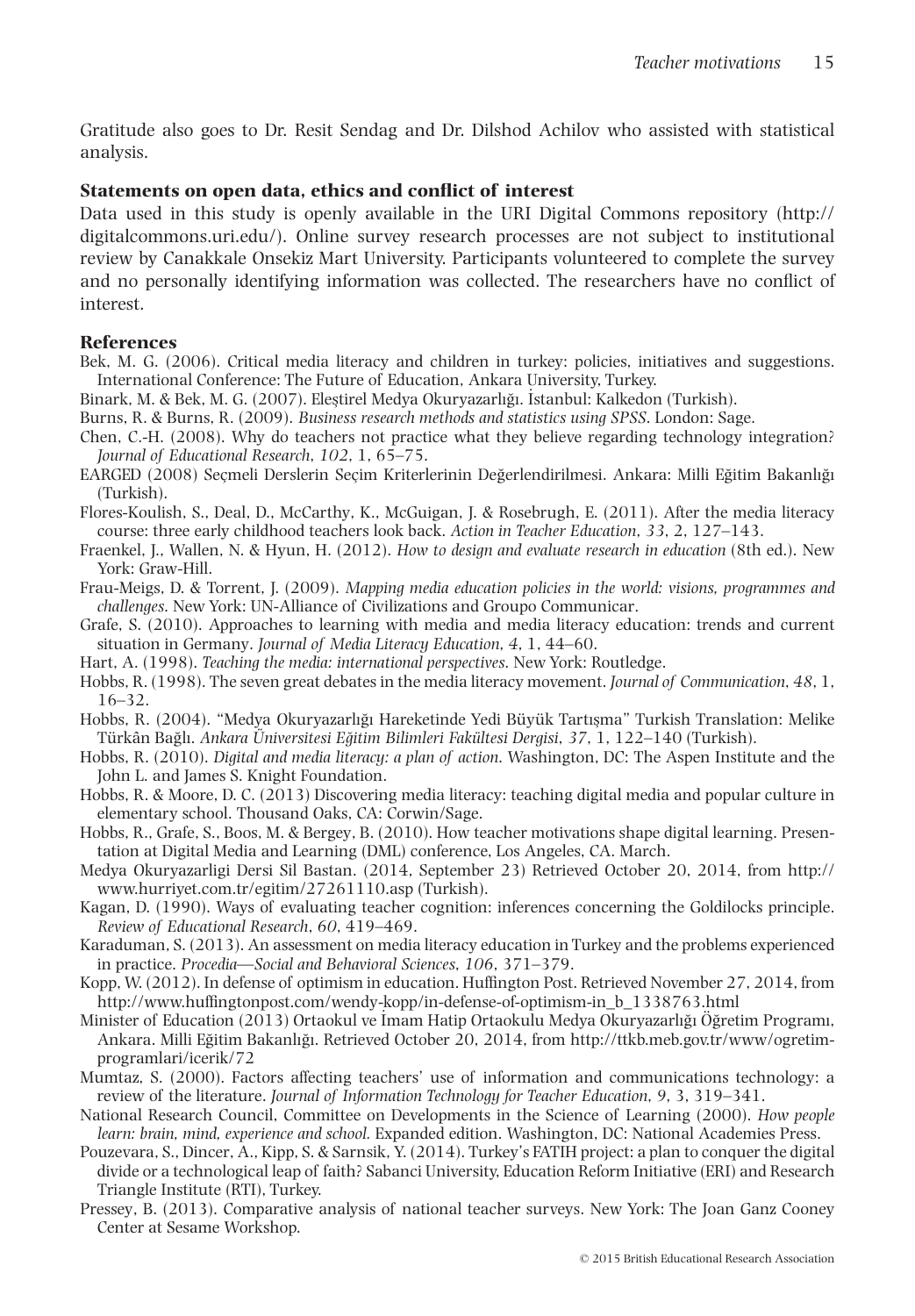Gratitude also goes to Dr. Resit Sendag and Dr. Dilshod Achilov who assisted with statistical analysis.

## Statements on open data, ethics and conflict of interest

Data used in this study is openly available in the URI Digital Commons repository (http://digitalcommons.uri.edu/). Online survey research processes are not subject to institutional review by Canakkale Onsekiz Mart University. Participants volunteered to complete the survey and no personally identifying information was collected. The researchers have no conflict of interest.

## References

Bek, M. G. (2006). Critical media literacy and children in turkey: policies, initiatives and suggestions. International Conference: The Future of Education, Ankara University, Turkey.

Binark, M. & Bek, M. G. (2007). Eleştirel Medya Okuryazarlığı. İstanbul: Kalkedon (Turkish).

Burns, R. & Burns, R. (2009). *Business research methods and statistics using SPSS*. London: Sage.

Chen, C.-H. (2008). Why do teachers not practice what they believe regarding technology integration? *Journal of Educational Research*, *102*, 1, 65–75.

EARGED (2008) Seçmeli Derslerin Seçim Kriterlerinin Değerlendirilmesi. Ankara: Milli Eğitim Bakanlığı (Turkish).

Flores-Koulish, S., Deal, D., McCarthy, K., McGuigan, J. & Rosebrugh, E. (2011). After the media literacy course: three early childhood teachers look back. *Action in Teacher Education*, *33*, 2, 127–143.

Fraenkel, J., Wallen, N. & Hyun, H. (2012). *How to design and evaluate research in education* (8th ed.). New York: Graw-Hill.

Frau-Meigs, D. & Torrent, J. (2009). *Mapping media education policies in the world: visions, programmes and challenges*. New York: UN-Alliance of Civilizations and Groupo Communicar.

Grafe, S. (2010). Approaches to learning with media and media literacy education: trends and current situation in Germany. *Journal of Media Literacy Education*, *4*, 1, 44–60.

Hart, A. (1998). *Teaching the media: international perspectives*. New York: Routledge.

Hobbs, R. (1998). The seven great debates in the media literacy movement. *Journal of Communication*, *48*, 1, 16–32.

Hobbs, R. (2004). "Medya Okuryazarlığı Hareketinde Yedi Büyük Tartışma" Turkish Translation: Melike Türkân Bağlı. *Ankara Üniversitesi Eğitim Bilimleri Fakültesi Dergisi*, *37*, 1, 122–140 (Turkish).

Hobbs, R. (2010). *Digital and media literacy: a plan of action*. Washington, DC: The Aspen Institute and the John L. and James S. Knight Foundation.

Hobbs, R. & Moore, D. C. (2013) Discovering media literacy: teaching digital media and popular culture in elementary school. Thousand Oaks, CA: Corwin/Sage.

Hobbs, R., Grafe, S., Boos, M. & Bergey, B. (2010). How teacher motivations shape digital learning. Presentation at Digital Media and Learning (DML) conference, Los Angeles, CA. March.

Medya Okuryazarligi Dersi Sil Bastan. (2014, September 23) Retrieved October 20, 2014, from http://www.hurriyet.com.tr/egitim/27261110.asp (Turkish).

Kagan, D. (1990). Ways of evaluating teacher cognition: inferences concerning the Goldilocks principle. *Review of Educational Research*, *60*, 419–469.

Karaduman, S. (2013). An assessment on media literacy education in Turkey and the problems experienced in practice. *Procedia—Social and Behavioral Sciences*, *106*, 371–379.

Kopp, W. (2012). In defense of optimism in education. Huffington Post. Retrieved November 27, 2014, from http://www.huffingtonpost.com/wendy-kopp/in-defense-of-optimism-in_b_1338763.html

Minister of Education (2013) Ortaokul ve İmam Hatip Ortaokulu Medya Okuryazarlığı Öğretim Programı, Ankara. Milli Eğitim Bakanlığı. Retrieved October 20, 2014, from http://ttkb.meb.gov.tr/www/ogretim-programlari/icerik/72

Mumtaz, S. (2000). Factors affecting teachers' use of information and communications technology: a review of the literature. *Journal of Information Technology for Teacher Education*, *9*, 3, 319–341.

National Research Council, Committee on Developments in the Science of Learning (2000). *How people learn: brain, mind, experience and school.* Expanded edition. Washington, DC: National Academies Press.

Pouzevara, S., Dincer, A., Kipp, S. & Sarnsik, Y. (2014). Turkey's FATIH project: a plan to conquer the digital divide or a technological leap of faith? Sabanci University, Education Reform Initiative (ERI) and Research Triangle Institute (RTI), Turkey.

Pressey, B. (2013). Comparative analysis of national teacher surveys. New York: The Joan Ganz Cooney Center at Sesame Workshop.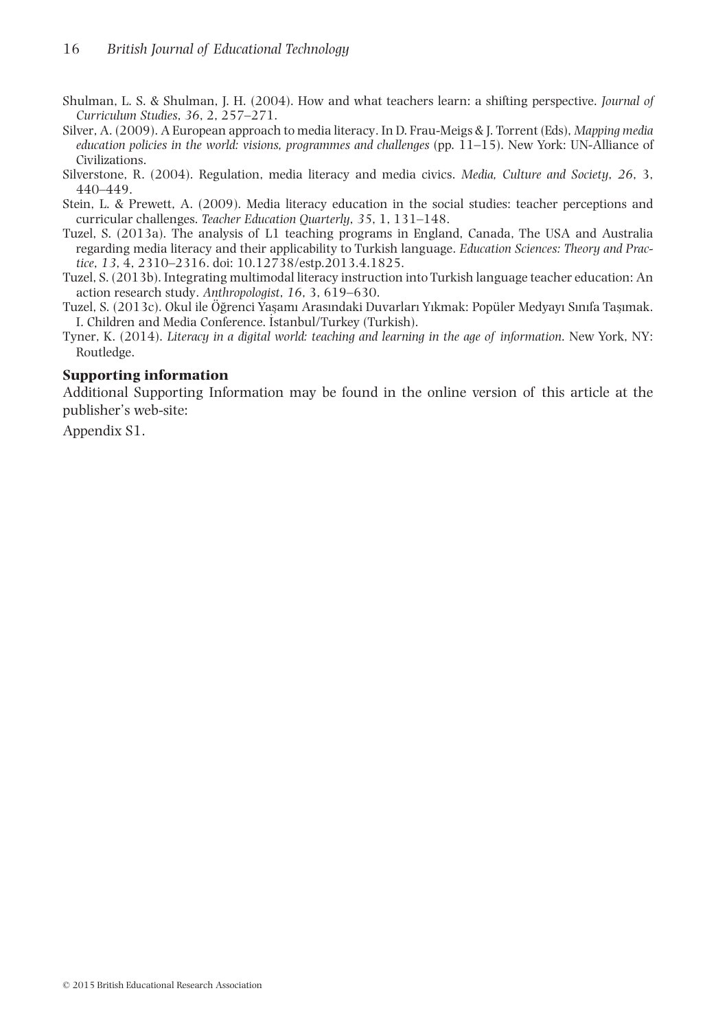Shulman, L. S. & Shulman, J. H. (2004). How and what teachers learn: a shifting perspective. *Journal of Curriculum Studies*, *36*, 2, 257–271.

Silver, A. (2009). A European approach to media literacy. In D. Frau-Meigs & J. Torrent (Eds), *Mapping media education policies in the world: visions, programmes and challenges* (pp. 11–15). New York: UN-Alliance of Civilizations.

Silverstone, R. (2004). Regulation, media literacy and media civics. *Media, Culture and Society*, *26*, 3, 440–449.

Stein, L. & Prewett, A. (2009). Media literacy education in the social studies: teacher perceptions and curricular challenges. *Teacher Education Quarterly*, *35*, 1, 131–148.

Tuzel, S. (2013a). The analysis of L1 teaching programs in England, Canada, The USA and Australia regarding media literacy and their applicability to Turkish language. *Education Sciences: Theory and Practice*, *13*, 4, 2310–2316. doi: 10.12738/estp.2013.4.1825.

Tuzel, S. (2013b). Integrating multimodal literacy instruction into Turkish language teacher education: An action research study. *Anthropologist*, *16*, 3, 619–630.

Tuzel, S. (2013c). Okul ile Öğrenci Yaşamı Arasındaki Duvarları Yıkmak: Popüler Medyayı Sınıfa Taşımak. I. Children and Media Conference. İstanbul/Turkey (Turkish).

Tyner, K. (2014). *Literacy in a digital world: teaching and learning in the age of information*. New York, NY: Routledge.

## Supporting information

Additional Supporting Information may be found in the online version of this article at the publisher's web-site:

Appendix S1.